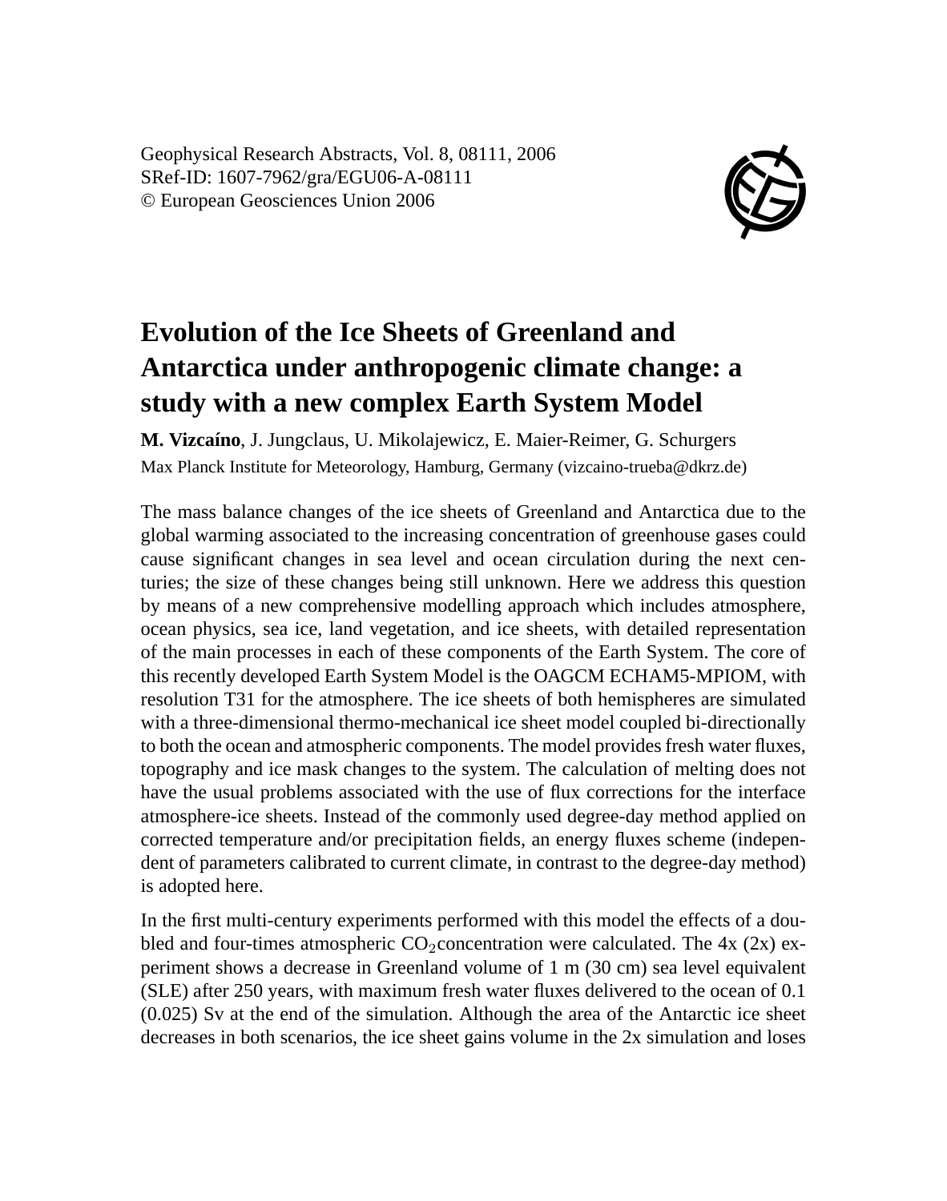Geophysical Research Abstracts, Vol. 8, 08111, 2006
SRef-ID: 1607-7962/gra/EGU06-A-08111
© European Geosciences Union 2006

# Evolution of the Ice Sheets of Greenland and Antarctica under anthropogenic climate change: a study with a new complex Earth System Model

**M. Vizcaíno**, J. Jungclaus, U. Mikolajewicz, E. Maier-Reimer, G. Schurgers

Max Planck Institute for Meteorology, Hamburg, Germany (vizcaino-trueba@dkrz.de)

The mass balance changes of the ice sheets of Greenland and Antarctica due to the global warming associated to the increasing concentration of greenhouse gases could cause significant changes in sea level and ocean circulation during the next centuries; the size of these changes being still unknown. Here we address this question by means of a new comprehensive modelling approach which includes atmosphere, ocean physics, sea ice, land vegetation, and ice sheets, with detailed representation of the main processes in each of these components of the Earth System. The core of this recently developed Earth System Model is the OAGCM ECHAM5-MPIOM, with resolution T31 for the atmosphere. The ice sheets of both hemispheres are simulated with a three-dimensional thermo-mechanical ice sheet model coupled bi-directionally to both the ocean and atmospheric components. The model provides fresh water fluxes, topography and ice mask changes to the system. The calculation of melting does not have the usual problems associated with the use of flux corrections for the interface atmosphere-ice sheets. Instead of the commonly used degree-day method applied on corrected temperature and/or precipitation fields, an energy fluxes scheme (independent of parameters calibrated to current climate, in contrast to the degree-day method) is adopted here.

In the first multi-century experiments performed with this model the effects of a doubled and four-times atmospheric $CO_2$concentration were calculated. The 4x (2x) experiment shows a decrease in Greenland volume of 1 m (30 cm) sea level equivalent (SLE) after 250 years, with maximum fresh water fluxes delivered to the ocean of 0.1 (0.025) Sv at the end of the simulation. Although the area of the Antarctic ice sheet decreases in both scenarios, the ice sheet gains volume in the 2x simulation and loses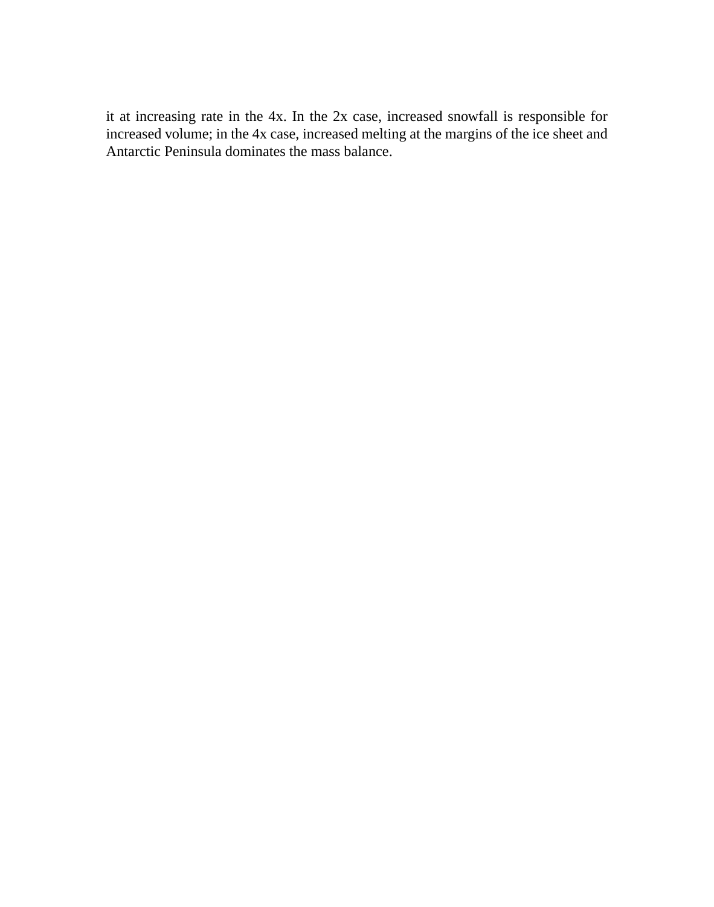it at increasing rate in the 4x. In the 2x case, increased snowfall is responsible for increased volume; in the 4x case, increased melting at the margins of the ice sheet and Antarctic Peninsula dominates the mass balance.